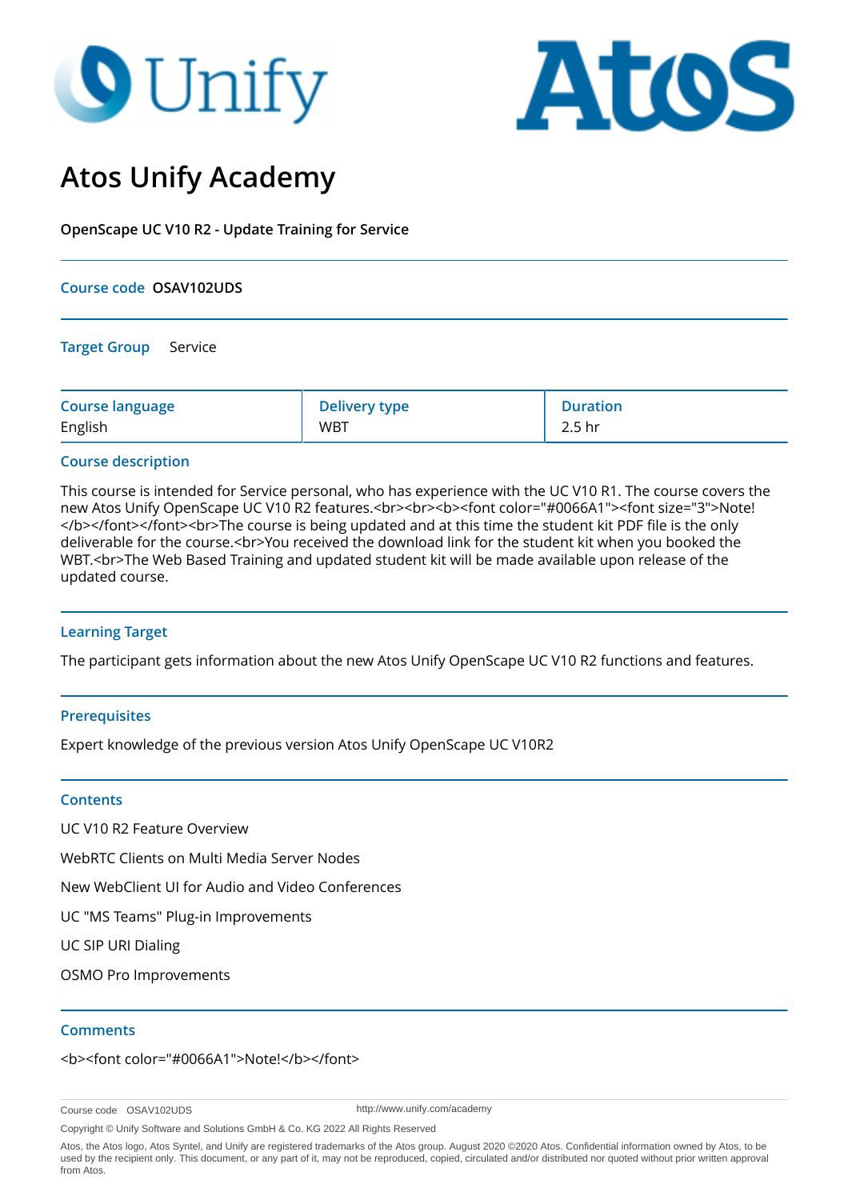# Atos Unify Academy

**OpenScape UC V10 R2 - Update Training for Service**

**Course code** **OSAV102UDS**

**Target Group** Service

| Course language | Delivery type | Duration |
|---|---|---|
| English | WBT | 2.5 hr |

## Course description

This course is intended for Service personal, who has experience with the UC V10 R1. The course covers the new Atos Unify OpenScape UC V10 R2 features.<br><br><b><font color="#0066A1"><font size="3">Note!</b></font></font><br>The course is being updated and at this time the student kit PDF file is the only deliverable for the course.<br>You received the download link for the student kit when you booked the WBT.<br>The Web Based Training and updated student kit will be made available upon release of the updated course.

## Learning Target

The participant gets information about the new Atos Unify OpenScape UC V10 R2 functions and features.

## Prerequisites

Expert knowledge of the previous version Atos Unify OpenScape UC V10R2

## Contents

UC V10 R2 Feature Overview

WebRTC Clients on Multi Media Server Nodes

New WebClient UI for Audio and Video Conferences

UC "MS Teams" Plug-in Improvements

UC SIP URI Dialing

OSMO Pro Improvements

## Comments

<b><font color="#0066A1">Note!</b></font>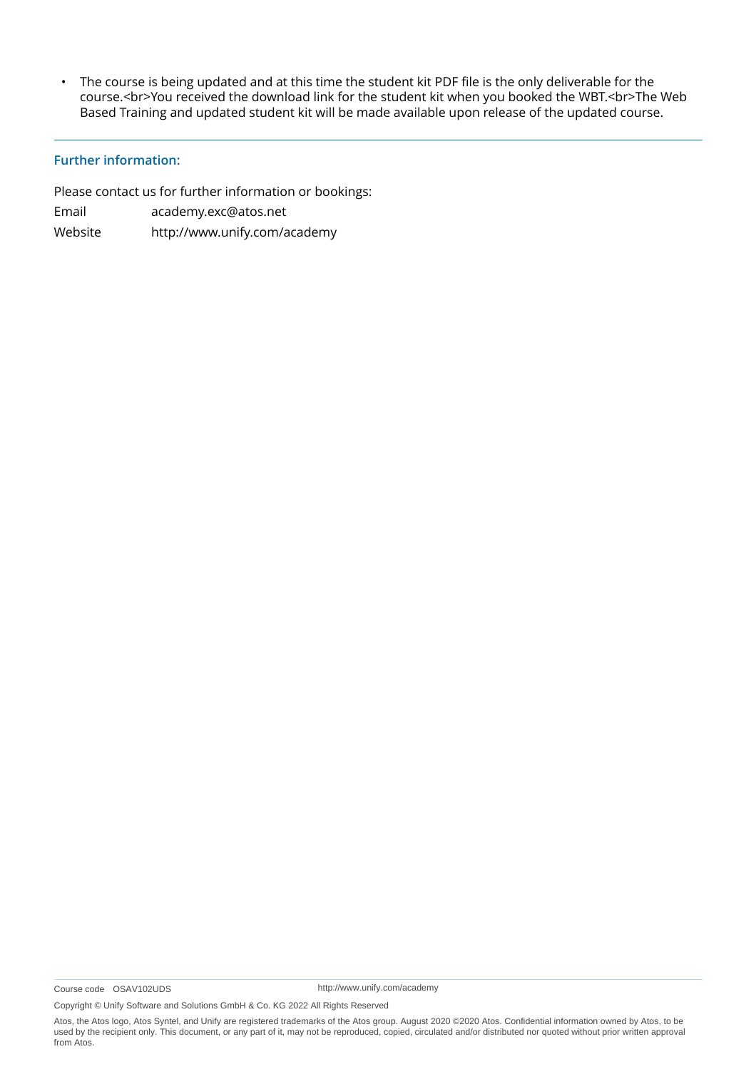- The course is being updated and at this time the student kit PDF file is the only deliverable for the course.<br>You received the download link for the student kit when you booked the WBT.<br>The Web Based Training and updated student kit will be made available upon release of the updated course.

---

### Further information:

Please contact us for further information or bookings:

| | |
|---|---|
| Email | academy.exc@atos.net |
| Website | http://www.unify.com/academy |

Course code OSAV102UDS

http://www.unify.com/academy

Copyright © Unify Software and Solutions GmbH & Co. KG 2022 All Rights Reserved

Atos, the Atos logo, Atos Syntel, and Unify are registered trademarks of the Atos group. August 2020 ©2020 Atos. Confidential information owned by Atos, to be used by the recipient only. This document, or any part of it, may not be reproduced, copied, circulated and/or distributed nor quoted without prior written approval from Atos.